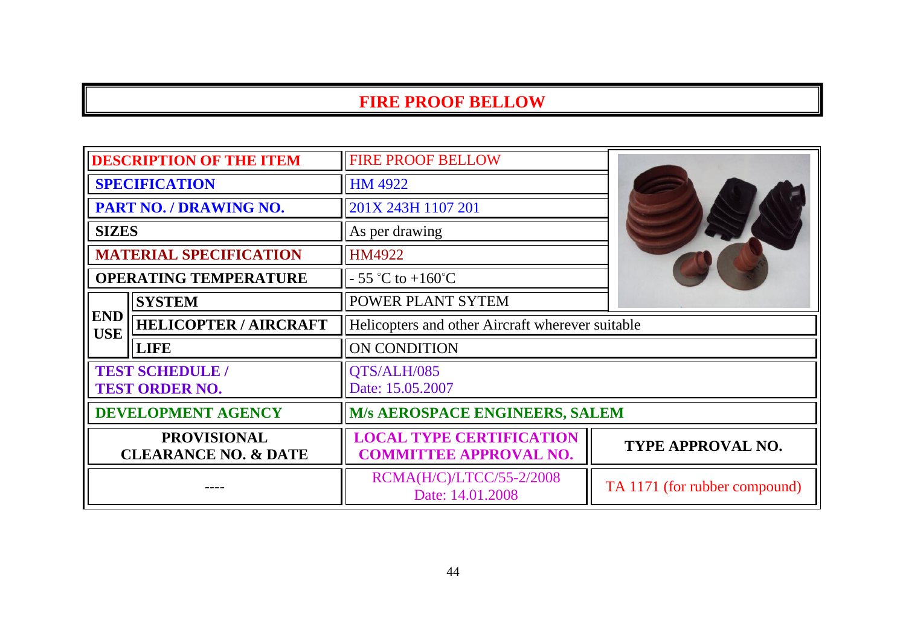# FIRE PROOF BELLOW

| | | |
|---|---|---|
| **DESCRIPTION OF THE ITEM** | | FIRE PROOF BELLOW |
| **SPECIFICATION** | | HM 4922 |
| **PART NO. / DRAWING NO.** | | 201X 243H 1107 201 |
| **SIZES** | | As per drawing |
| **MATERIAL SPECIFICATION** | | HM4922 |
| **OPERATING TEMPERATURE** | | - 55 °C to +160°C |
| **END USE** | **SYSTEM** | POWER PLANT SYTEM |
| | **HELICOPTER / AIRCRAFT** | Helicopters and other Aircraft wherever suitable |
| | **LIFE** | ON CONDITION |
| **TEST SCHEDULE / TEST ORDER NO.** | | QTS/ALH/085<br>Date: 15.05.2007 |
| **DEVELOPMENT AGENCY** | | **M/s AEROSPACE ENGINEERS, SALEM** |

| **PROVISIONAL CLEARANCE NO. & DATE** | **LOCAL TYPE CERTIFICATION COMMITTEE APPROVAL NO.** | **TYPE APPROVAL NO.** |
|---|---|---|
| ---- | RCMA(H/C)/LTCC/55-2/2008<br>Date: 14.01.2008 | TA 1171 (for rubber compound) |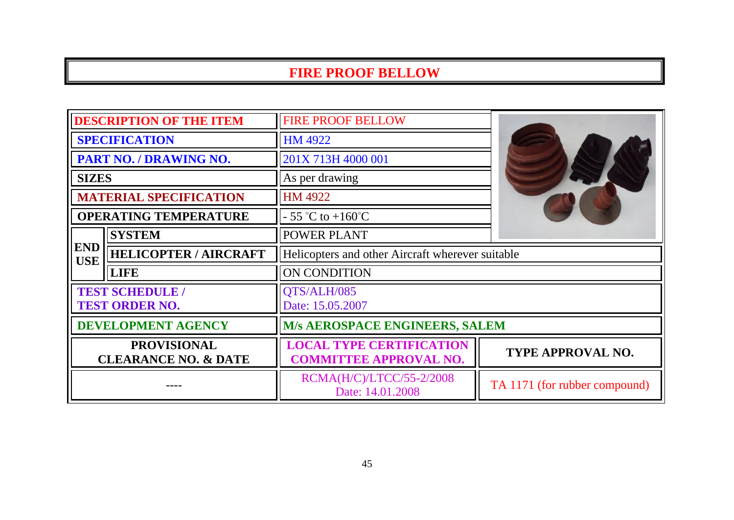# FIRE PROOF BELLOW

| | | | |
|---|---|---|---|
| **DESCRIPTION OF THE ITEM** | | FIRE PROOF BELLOW | |
| **SPECIFICATION** | | HM 4922 | |
| **PART NO. / DRAWING NO.** | | 201X 713H 4000 001 | |
| **SIZES** | | As per drawing | |
| **MATERIAL SPECIFICATION** | | HM 4922 | |
| **OPERATING TEMPERATURE** | | - 55 ˚C to +160˚C | |
| **END USE** | **SYSTEM** | POWER PLANT | |
| | **HELICOPTER / AIRCRAFT** | Helicopters and other Aircraft wherever suitable | |
| | **LIFE** | ON CONDITION | |
| **TEST SCHEDULE / TEST ORDER NO.** | | QTS/ALH/085<br>Date: 15.05.2007 | |
| **DEVELOPMENT AGENCY** | | **M/s AEROSPACE ENGINEERS, SALEM** | |
| **PROVISIONAL CLEARANCE NO. & DATE** | | **LOCAL TYPE CERTIFICATION COMMITTEE APPROVAL NO.** | **TYPE APPROVAL NO.** |
| ---- | | RCMA(H/C)/LTCC/55-2/2008<br>Date: 14.01.2008 | TA 1171 (for rubber compound) |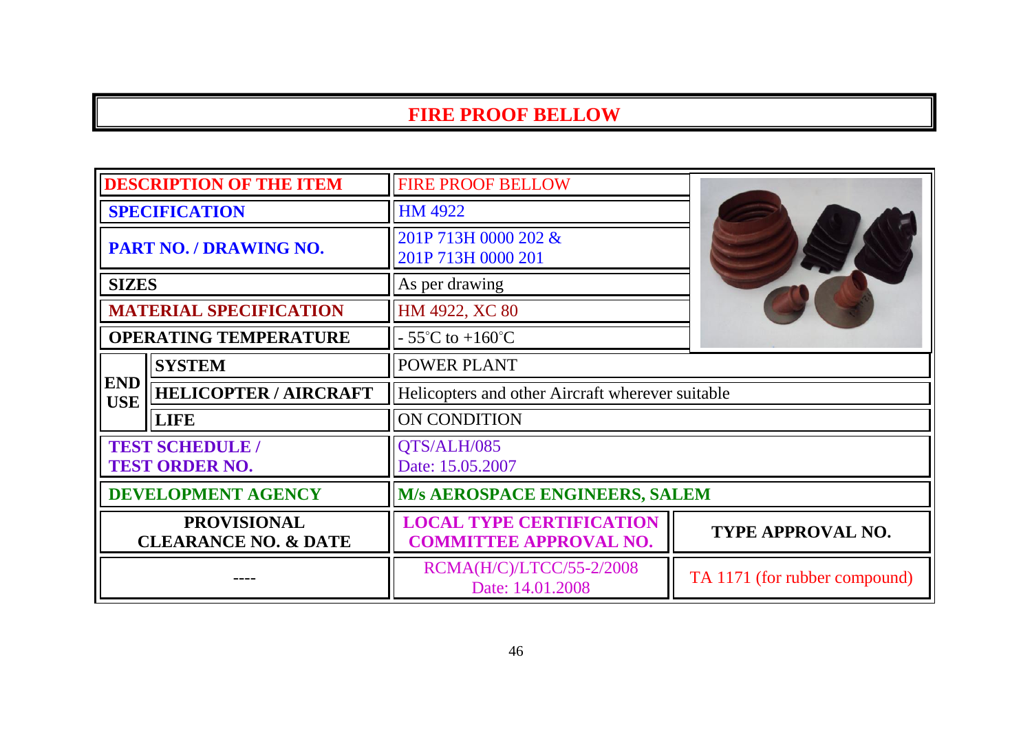# FIRE PROOF BELLOW

| | | | |
|---|---|---|---|
| **DESCRIPTION OF THE ITEM** | | FIRE PROOF BELLOW | |
| **SPECIFICATION** | | HM 4922 | |
| **PART NO. / DRAWING NO.** | | 201P 713H 0000 202 & 201P 713H 0000 201 | |
| **SIZES** | | As per drawing | |
| **MATERIAL SPECIFICATION** | | HM 4922, XC 80 | |
| **OPERATING TEMPERATURE** | | - 55°C to +160°C | |
| **END USE** | **SYSTEM** | POWER PLANT | |
| | **HELICOPTER / AIRCRAFT** | Helicopters and other Aircraft wherever suitable | |
| | **LIFE** | ON CONDITION | |
| **TEST SCHEDULE / TEST ORDER NO.** | | QTS/ALH/085 Date: 15.05.2007 | |
| **DEVELOPMENT AGENCY** | | **M/s AEROSPACE ENGINEERS, SALEM** | |
| **PROVISIONAL CLEARANCE NO. & DATE** | | **LOCAL TYPE CERTIFICATION COMMITTEE APPROVAL NO.** | **TYPE APPROVAL NO.** |
| ---- | | RCMA(H/C)/LTCC/55-2/2008 Date: 14.01.2008 | TA 1171 (for rubber compound) |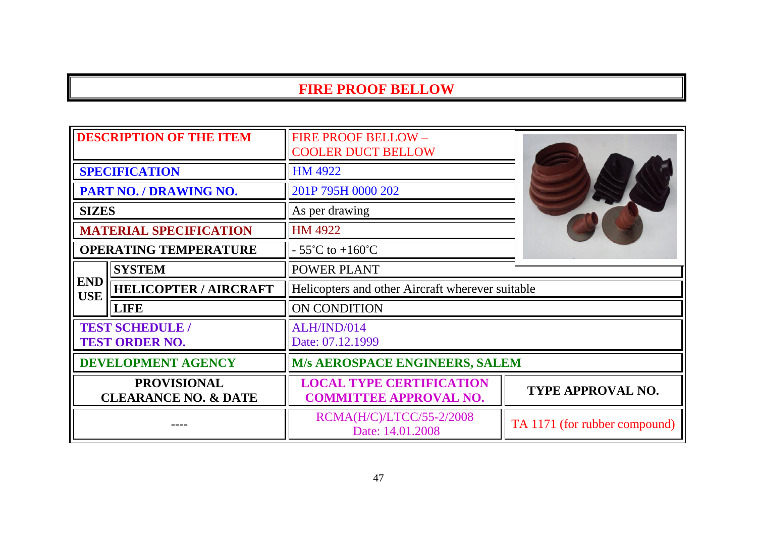# FIRE PROOF BELLOW

| | | | |
|---|---|---|---|
| **DESCRIPTION OF THE ITEM** | | FIRE PROOF BELLOW – COOLER DUCT BELLOW | |
| **SPECIFICATION** | | HM 4922 | |
| **PART NO. / DRAWING NO.** | | 201P 795H 0000 202 | |
| **SIZES** | | As per drawing | |
| **MATERIAL SPECIFICATION** | | HM 4922 | |
| **OPERATING TEMPERATURE** | | - 55°C to +160°C | |
| **END USE** | **SYSTEM** | POWER PLANT | |
| | **HELICOPTER / AIRCRAFT** | Helicopters and other Aircraft wherever suitable | |
| | **LIFE** | ON CONDITION | |
| **TEST SCHEDULE / TEST ORDER NO.** | | ALH/IND/014 Date: 07.12.1999 | |
| **DEVELOPMENT AGENCY** | | **M/s AEROSPACE ENGINEERS, SALEM** | |
| **PROVISIONAL CLEARANCE NO. & DATE** | | **LOCAL TYPE CERTIFICATION COMMITTEE APPROVAL NO.** | **TYPE APPROVAL NO.** |
| ---- | | RCMA(H/C)/LTCC/55-2/2008 Date: 14.01.2008 | TA 1171 (for rubber compound) |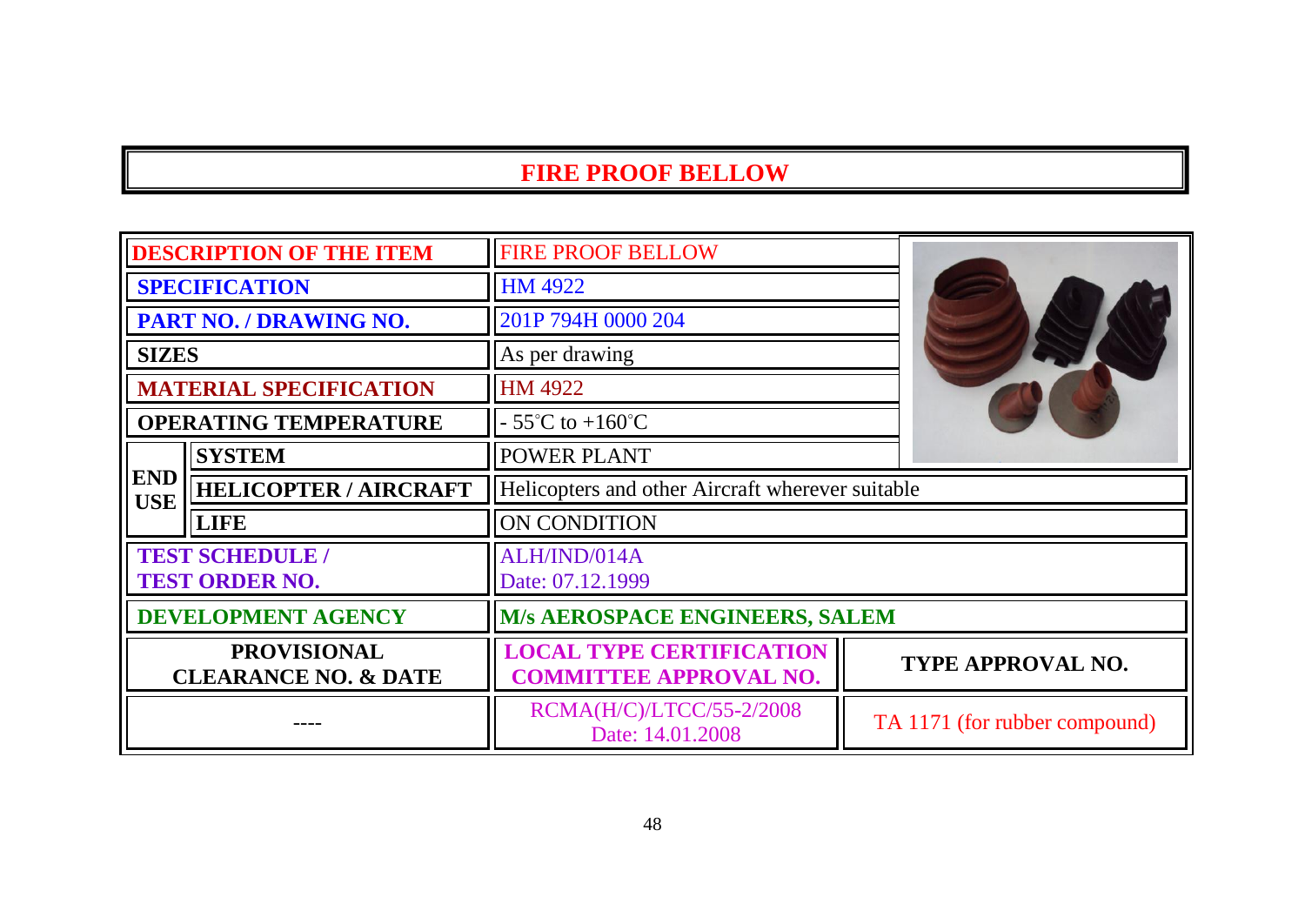# FIRE PROOF BELLOW

| DESCRIPTION OF THE ITEM | | FIRE PROOF BELLOW | |
|---|---|---|---|
| SPECIFICATION | | HM 4922 | |
| PART NO. / DRAWING NO. | | 201P 794H 0000 204 | |
| SIZES | | As per drawing | |
| MATERIAL SPECIFICATION | | HM 4922 | |
| OPERATING TEMPERATURE | | - 55°C to +160°C | |
| END USE | SYSTEM | POWER PLANT | |
| | HELICOPTER / AIRCRAFT | Helicopters and other Aircraft wherever suitable | |
| | LIFE | ON CONDITION | |
| TEST SCHEDULE / TEST ORDER NO. | | ALH/IND/014A Date: 07.12.1999 | |
| DEVELOPMENT AGENCY | | M/s AEROSPACE ENGINEERS, SALEM | |
| PROVISIONAL CLEARANCE NO. & DATE | | LOCAL TYPE CERTIFICATION COMMITTEE APPROVAL NO. | TYPE APPROVAL NO. |
| ---- | | RCMA(H/C)/LTCC/55-2/2008 Date: 14.01.2008 | TA 1171 (for rubber compound) |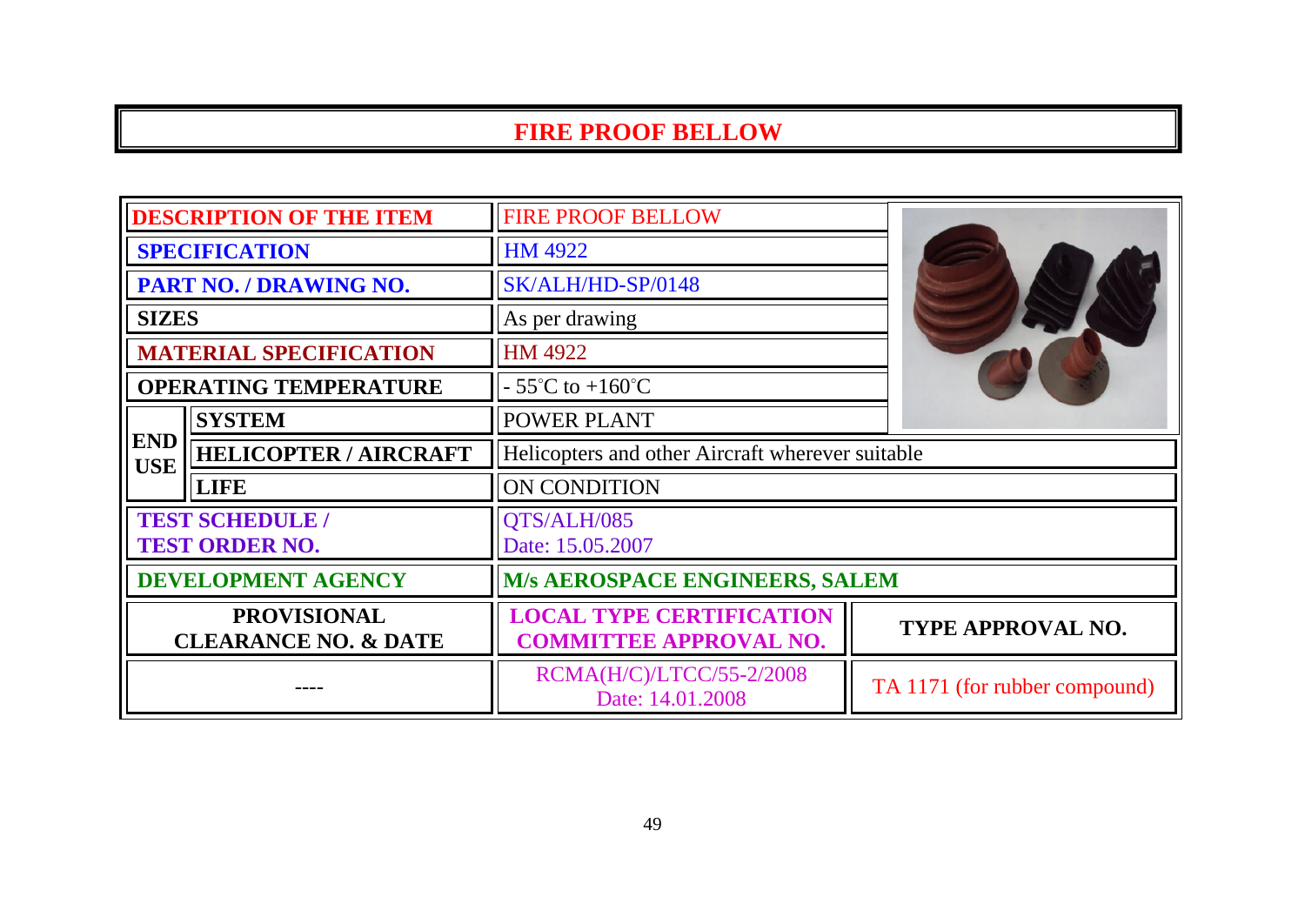# FIRE PROOF BELLOW

| DESCRIPTION OF THE ITEM | | FIRE PROOF BELLOW | |
|---|---|---|---|
| SPECIFICATION | | HM 4922 | |
| PART NO. / DRAWING NO. | | SK/ALH/HD-SP/0148 | |
| SIZES | | As per drawing | |
| MATERIAL SPECIFICATION | | HM 4922 | |
| OPERATING TEMPERATURE | | - 55°C to +160°C | |
| END USE | SYSTEM | POWER PLANT | |
| | HELICOPTER / AIRCRAFT | Helicopters and other Aircraft wherever suitable | |
| | LIFE | ON CONDITION | |
| TEST SCHEDULE / TEST ORDER NO. | | QTS/ALH/085 Date: 15.05.2007 | |
| DEVELOPMENT AGENCY | | M/s AEROSPACE ENGINEERS, SALEM | |
| PROVISIONAL CLEARANCE NO. & DATE | | LOCAL TYPE CERTIFICATION COMMITTEE APPROVAL NO. | TYPE APPROVAL NO. |
| ---- | | RCMA(H/C)/LTCC/55-2/2008 Date: 14.01.2008 | TA 1171 (for rubber compound) |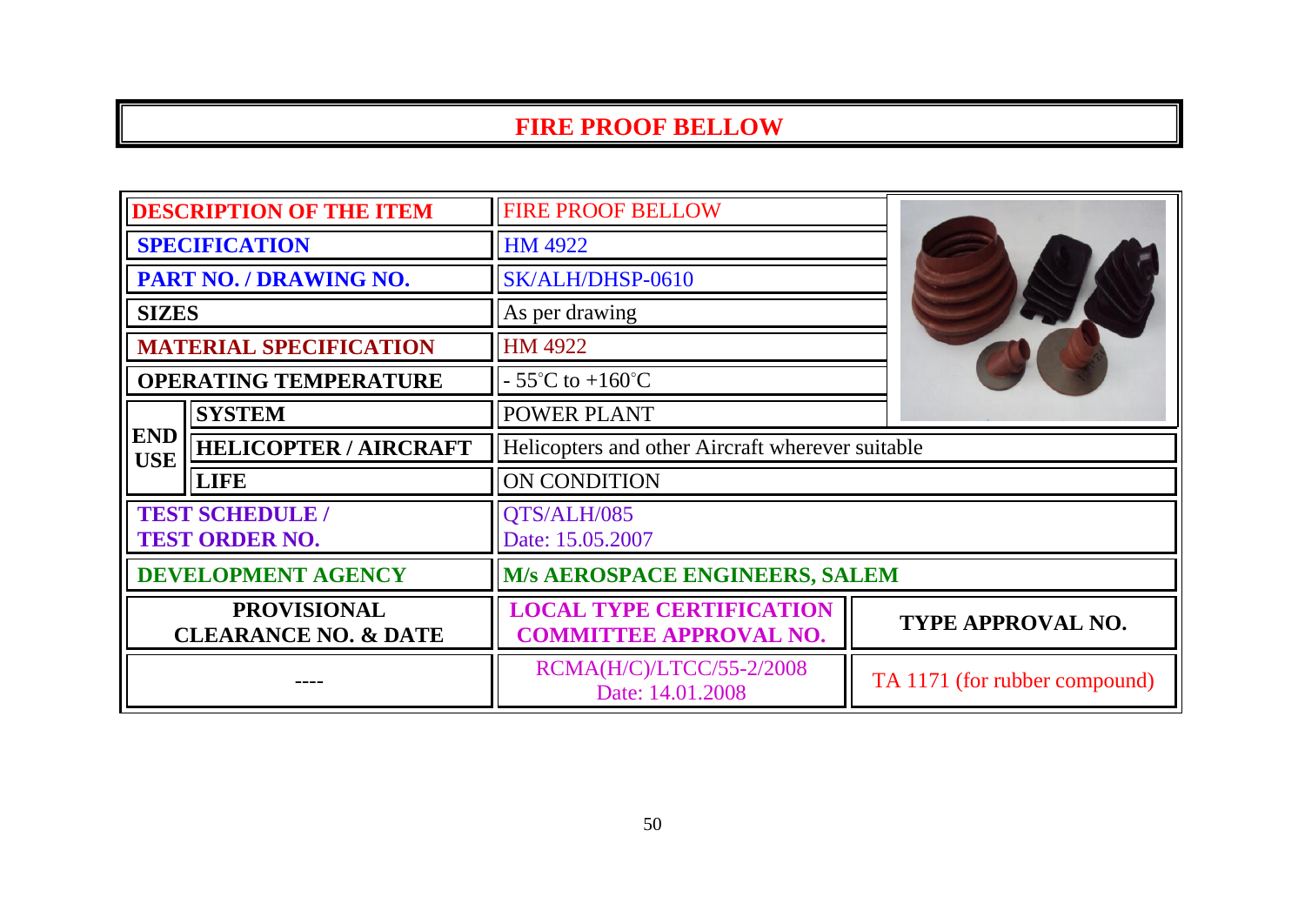# FIRE PROOF BELLOW

| | | | |
|---|---|---|---|
| **DESCRIPTION OF THE ITEM** | | FIRE PROOF BELLOW | |
| **SPECIFICATION** | | HM 4922 | |
| **PART NO. / DRAWING NO.** | | SK/ALH/DHSP-0610 | |
| **SIZES** | | As per drawing | |
| **MATERIAL SPECIFICATION** | | HM 4922 | |
| **OPERATING TEMPERATURE** | | - 55°C to +160°C | |
| **END USE** | **SYSTEM** | POWER PLANT | |
| | **HELICOPTER / AIRCRAFT** | Helicopters and other Aircraft wherever suitable | |
| | **LIFE** | ON CONDITION | |
| **TEST SCHEDULE / TEST ORDER NO.** | | QTS/ALH/085 Date: 15.05.2007 | |
| **DEVELOPMENT AGENCY** | | **M/s AEROSPACE ENGINEERS, SALEM** | |
| **PROVISIONAL CLEARANCE NO. & DATE** | | **LOCAL TYPE CERTIFICATION COMMITTEE APPROVAL NO.** | **TYPE APPROVAL NO.** |
| ---- | | RCMA(H/C)/LTCC/55-2/2008 Date: 14.01.2008 | TA 1171 (for rubber compound) |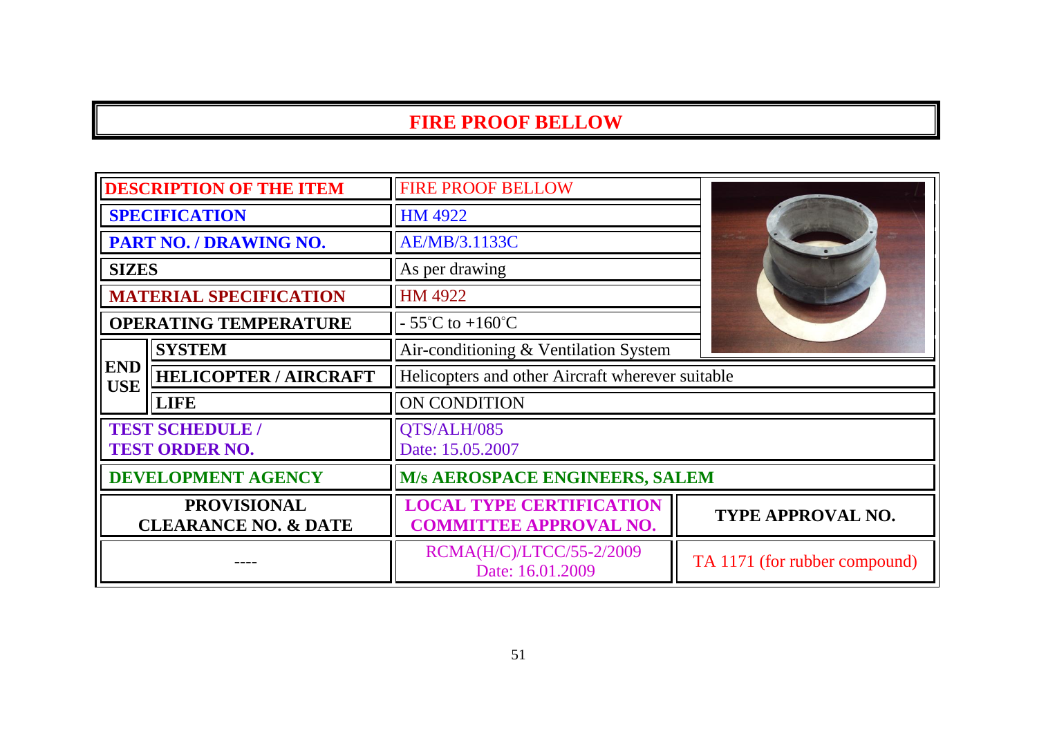# FIRE PROOF BELLOW

| | | | |
|---|---|---|---|
| **DESCRIPTION OF THE ITEM** | | FIRE PROOF BELLOW | |
| **SPECIFICATION** | | HM 4922 | |
| **PART NO. / DRAWING NO.** | | AE/MB/3.1133C | |
| **SIZES** | | As per drawing | |
| **MATERIAL SPECIFICATION** | | HM 4922 | |
| **OPERATING TEMPERATURE** | | - 55°C to +160°C | |
| **END USE** | **SYSTEM** | Air-conditioning & Ventilation System | |
| | **HELICOPTER / AIRCRAFT** | Helicopters and other Aircraft wherever suitable | |
| | **LIFE** | ON CONDITION | |
| **TEST SCHEDULE / TEST ORDER NO.** | | QTS/ALH/085 Date: 15.05.2007 | |
| **DEVELOPMENT AGENCY** | | **M/s AEROSPACE ENGINEERS, SALEM** | |
| **PROVISIONAL CLEARANCE NO. & DATE** | | **LOCAL TYPE CERTIFICATION COMMITTEE APPROVAL NO.** | **TYPE APPROVAL NO.** |
| ---- | | RCMA(H/C)/LTCC/55-2/2009 Date: 16.01.2009 | TA 1171 (for rubber compound) |